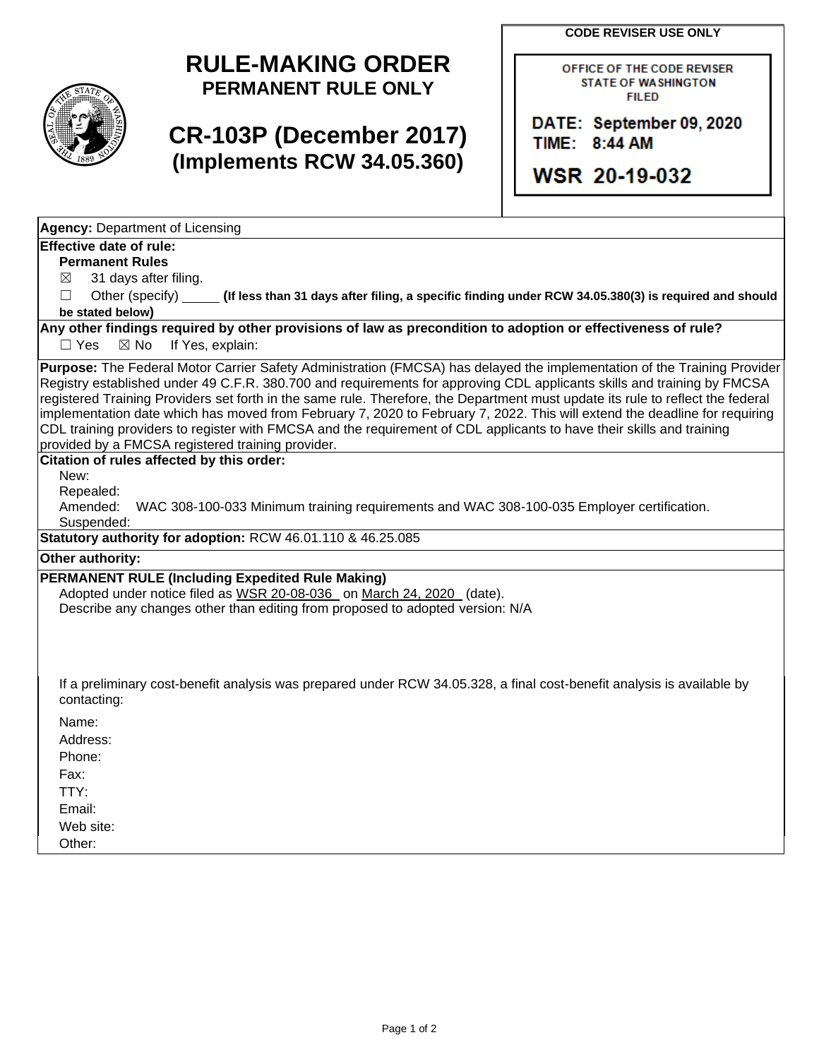# RULE-MAKING ORDER
## PERMANENT RULE ONLY

# CR-103P (December 2017)
## (Implements RCW 34.05.360)

**CODE REVISER USE ONLY**

OFFICE OF THE CODE REVISER
STATE OF WASHINGTON
FILED

DATE: September 09, 2020
TIME: 8:44 AM

WSR 20-19-032

**Agency:** Department of Licensing

**Effective date of rule:**

**Permanent Rules**

☒ 31 days after filing.

☐ Other (specify) _____ **(If less than 31 days after filing, a specific finding under RCW 34.05.380(3) is required and should be stated below)**

**Any other findings required by other provisions of law as precondition to adoption or effectiveness of rule?**

☐ Yes ☒ No If Yes, explain:

**Purpose:** The Federal Motor Carrier Safety Administration (FMCSA) has delayed the implementation of the Training Provider Registry established under 49 C.F.R. 380.700 and requirements for approving CDL applicants skills and training by FMCSA registered Training Providers set forth in the same rule. Therefore, the Department must update its rule to reflect the federal implementation date which has moved from February 7, 2020 to February 7, 2022. This will extend the deadline for requiring CDL training providers to register with FMCSA and the requirement of CDL applicants to have their skills and training provided by a FMCSA registered training provider.

**Citation of rules affected by this order:**

New:

Repealed:

Amended: WAC 308-100-033 Minimum training requirements and WAC 308-100-035 Employer certification.

Suspended:

**Statutory authority for adoption:** RCW 46.01.110 & 46.25.085

**Other authority:**

**PERMANENT RULE (Including Expedited Rule Making)**

Adopted under notice filed as WSR 20-08-036 on March 24, 2020 (date).

Describe any changes other than editing from proposed to adopted version: N/A

If a preliminary cost-benefit analysis was prepared under RCW 34.05.328, a final cost-benefit analysis is available by contacting:

Name:

Address:

Phone:

Fax:

TTY:

Email:

Web site:

Other: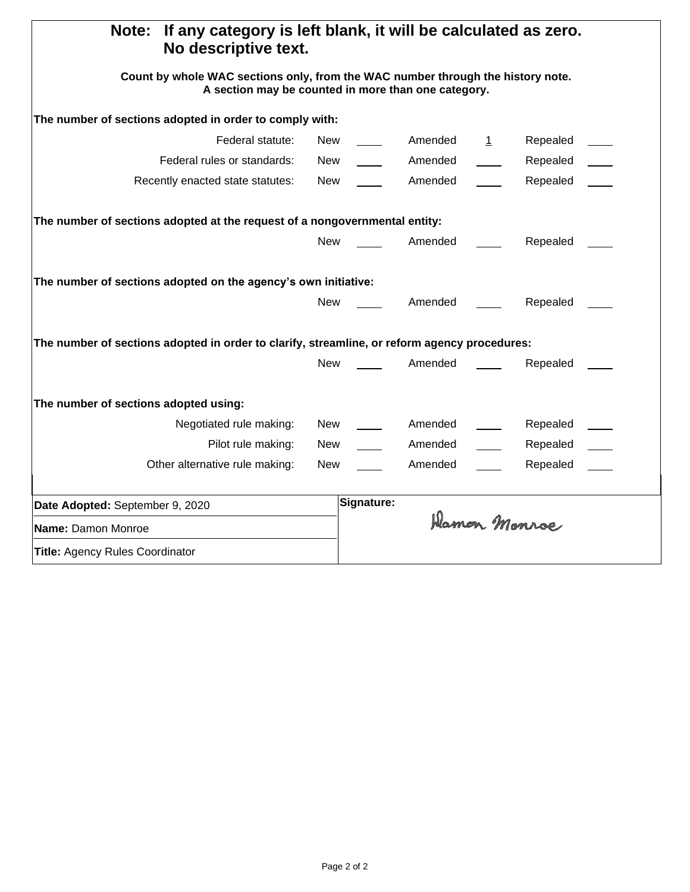**Note: If any category is left blank, it will be calculated as zero. No descriptive text.**

**Count by whole WAC sections only, from the WAC number through the history note. A section may be counted in more than one category.**

**The number of sections adopted in order to comply with:**

| | New | | Amended | | Repealed | |
|---|---|---|---|---|---|---|
| Federal statute: | New | | Amended | 1 | Repealed | |
| Federal rules or standards: | New | | Amended | | Repealed | |
| Recently enacted state statutes: | New | | Amended | | Repealed | |

**The number of sections adopted at the request of a nongovernmental entity:**

New ____ Amended ____ Repealed ____

**The number of sections adopted on the agency's own initiative:**

New ____ Amended ____ Repealed ____

**The number of sections adopted in order to clarify, streamline, or reform agency procedures:**

New ____ Amended ____ Repealed ____

**The number of sections adopted using:**

| | New | | Amended | | Repealed | |
|---|---|---|---|---|---|---|
| Negotiated rule making: | New | | Amended | | Repealed | |
| Pilot rule making: | New | | Amended | | Repealed | |
| Other alternative rule making: | New | | Amended | | Repealed | |

| | |
|---|---|
| **Date Adopted:** September 9, 2020 | **Signature:** Damon Monroe |
| **Name:** Damon Monroe | |
| **Title:** Agency Rules Coordinator | |